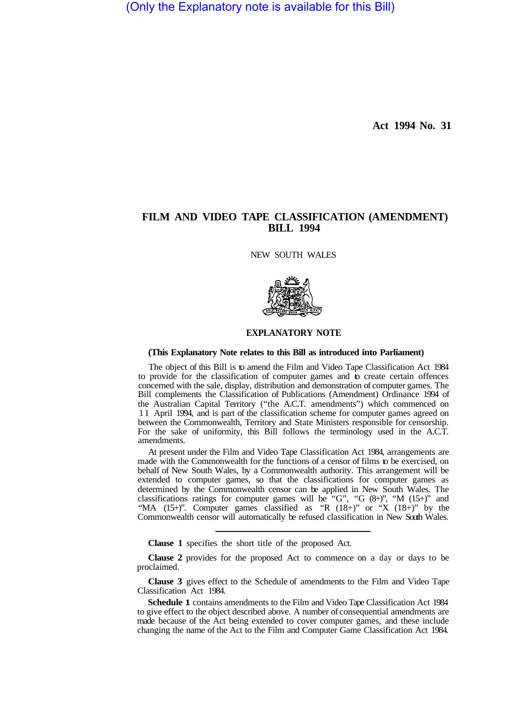(Only the Explanatory note is available for this Bill)

**Act 1994 No. 31**

# FILM AND VIDEO TAPE CLASSIFICATION (AMENDMENT) BILL 1994

NEW SOUTH WALES

## EXPLANATORY NOTE

**(This Explanatory Note relates to this Bill as introduced into Parliament)**

The object of this Bill is to amend the Film and Video Tape Classification Act 1984 to provide for the classification of computer games and to create certain offences concerned with the sale, display, distribution and demonstration of computer games. The Bill complements the Classification of Publications (Amendment) Ordinance 1994 of the Australian Capital Territory ("the A.C.T. amendments") which commenced on 11 April 1994, and is part of the classification scheme for computer games agreed on between the Commonwealth, Territory and State Ministers responsible for censorship. For the sake of uniformity, this Bill follows the terminology used in the A.C.T. amendments.

At present under the Film and Video Tape Classification Act 1984, arrangements are made with the Commonwealth for the functions of a censor of films to be exercised, on behalf of New South Wales, by a Commonwealth authority. This arrangement will be extended to computer games, so that the classifications for computer games as determined by the Commonwealth censor can be applied in New South Wales. The classifications ratings for computer games will be "G", "G (8+)", "M (15+)" and "MA (15+)". Computer games classified as "R (18+)" or "X (18+)" by the Commonwealth censor will automatically be refused classification in New South Wales.

---

**Clause 1** specifies the short title of the proposed Act.

**Clause 2** provides for the proposed Act to commence on a day or days to be proclaimed.

**Clause 3** gives effect to the Schedule of amendments to the Film and Video Tape Classification Act 1984.

**Schedule 1** contains amendments to the Film and Video Tape Classification Act 1984 to give effect to the object described above. A number of consequential amendments are made because of the Act being extended to cover computer games, and these include changing the name of the Act to the Film and Computer Game Classification Act 1984.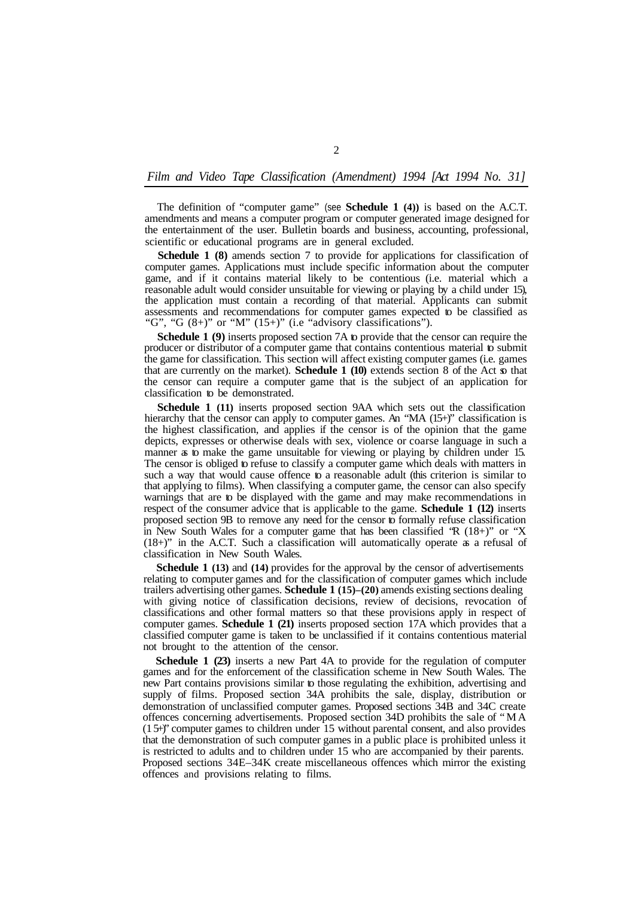The definition of "computer game" (see **Schedule 1 (4))** is based on the A.C.T. amendments and means a computer program or computer generated image designed for the entertainment of the user. Bulletin boards and business, accounting, professional, scientific or educational programs are in general excluded.

**Schedule 1 (8)** amends section 7 to provide for applications for classification of computer games. Applications must include specific information about the computer game, and if it contains material likely to be contentious (i.e. material which a reasonable adult would consider unsuitable for viewing or playing by a child under 15), the application must contain a recording of that material. Applicants can submit assessments and recommendations for computer games expected to be classified as "G", "G (8+)" or "M" (15+)" (i.e "advisory classifications").

**Schedule 1 (9)** inserts proposed section 7A to provide that the censor can require the producer or distributor of a computer game that contains contentious material to submit the game for classification. This section will affect existing computer games (i.e. games that are currently on the market). **Schedule 1 (10)** extends section 8 of the Act so that the censor can require a computer game that is the subject of an application for classification to be demonstrated.

**Schedule 1 (11)** inserts proposed section 9AA which sets out the classification hierarchy that the censor can apply to computer games. An "MA (15+)" classification is the highest classification, and applies if the censor is of the opinion that the game depicts, expresses or otherwise deals with sex, violence or coarse language in such a manner as to make the game unsuitable for viewing or playing by children under 15. The censor is obliged to refuse to classify a computer game which deals with matters in such a way that would cause offence to a reasonable adult (this criterion is similar to that applying to films). When classifying a computer game, the censor can also specify warnings that are to be displayed with the game and may make recommendations in respect of the consumer advice that is applicable to the game. **Schedule 1 (12)** inserts proposed section 9B to remove any need for the censor to formally refuse classification in New South Wales for a computer game that has been classified "R (18+)" or "X (18+)" in the A.C.T. Such a classification will automatically operate as a refusal of classification in New South Wales.

**Schedule 1 (13)** and **(14)** provides for the approval by the censor of advertisements relating to computer games and for the classification of computer games which include trailers advertising other games. **Schedule 1 (15)–(20)** amends existing sections dealing with giving notice of classification decisions, review of decisions, revocation of classifications and other formal matters so that these provisions apply in respect of computer games. **Schedule 1 (21)** inserts proposed section 17A which provides that a classified computer game is taken to be unclassified if it contains contentious material not brought to the attention of the censor.

**Schedule 1 (23)** inserts a new Part 4A to provide for the regulation of computer games and for the enforcement of the classification scheme in New South Wales. The new Part contains provisions similar to those regulating the exhibition, advertising and supply of films. Proposed section 34A prohibits the sale, display, distribution or demonstration of unclassified computer games. Proposed sections 34B and 34C create offences concerning advertisements. Proposed section 34D prohibits the sale of "MA (15+)" computer games to children under 15 without parental consent, and also provides that the demonstration of such computer games in a public place is prohibited unless it is restricted to adults and to children under 15 who are accompanied by their parents. Proposed sections 34E–34K create miscellaneous offences which mirror the existing offences and provisions relating to films.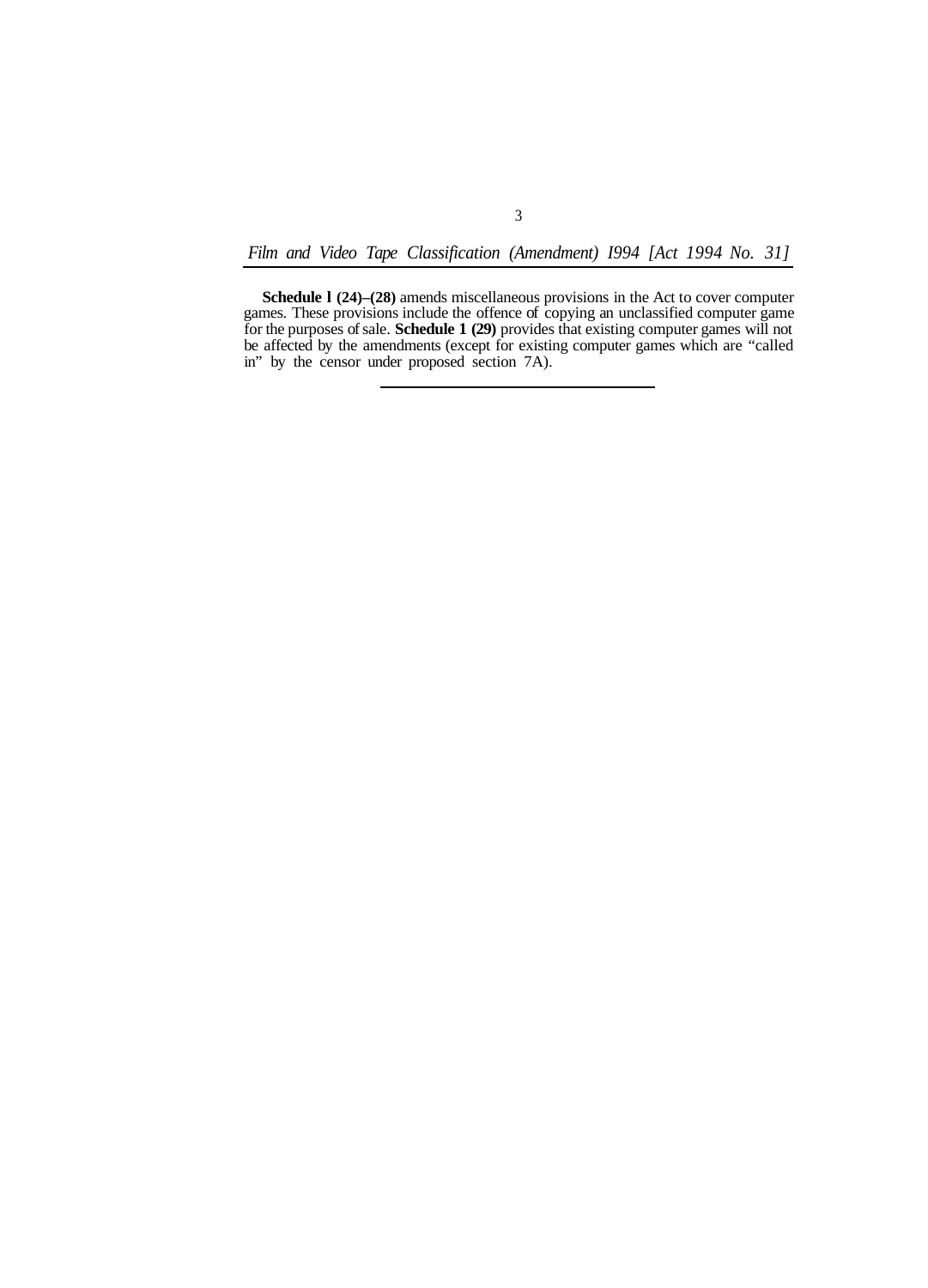**Schedule l (24)–(28)** amends miscellaneous provisions in the Act to cover computer games. These provisions include the offence of copying an unclassified computer game for the purposes of sale. **Schedule 1 (29)** provides that existing computer games will not be affected by the amendments (except for existing computer games which are "called in" by the censor under proposed section 7A).